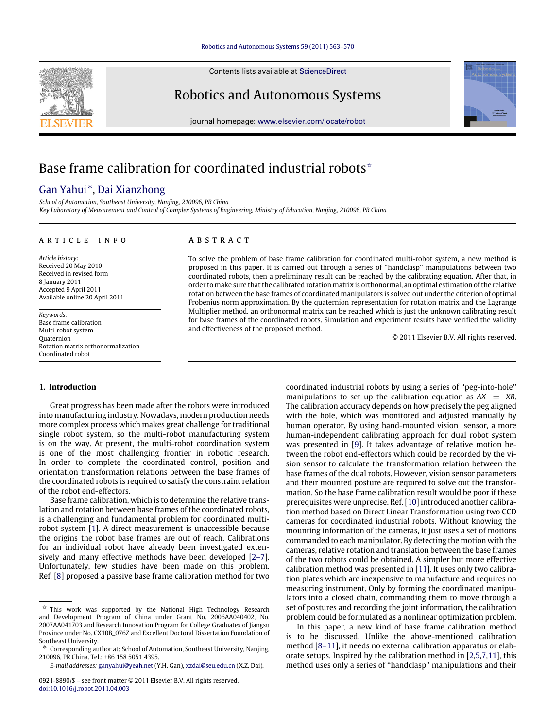# Base frame calibration for coordinated industrial robots ☆

Gan Yahui *, Dai Xianzhong

*School of Automation, Southeast University, Nanjing, 210096, PR China*
*Key Laboratory of Measurement and Control of Complex Systems of Engineering, Ministry of Education, Nanjing, 210096, PR China*

## ARTICLE INFO

*Article history:*
Received 20 May 2010
Received in revised form
8 January 2011
Accepted 9 April 2011
Available online 20 April 2011

*Keywords:*
Base frame calibration
Multi-robot system
Quaternion
Rotation matrix orthonormalization
Coordinated robot

## ABSTRACT

To solve the problem of base frame calibration for coordinated multi-robot system, a new method is proposed in this paper. It is carried out through a series of "handclasp" manipulations between two coordinated robots, then a preliminary result can be reached by the calibrating equation. After that, in order to make sure that the calibrated rotation matrix is orthonormal, an optimal estimation of the relative rotation between the base frames of coordinated manipulators is solved out under the criterion of optimal Frobenius norm approximation. By the quaternion representation for rotation matrix and the Lagrange Multiplier method, an orthonormal matrix can be reached which is just the unknown calibrating result for base frames of the coordinated robots. Simulation and experiment results have verified the validity and effectiveness of the proposed method.

© 2011 Elsevier B.V. All rights reserved.

## 1. Introduction

Great progress has been made after the robots were introduced into manufacturing industry. Nowadays, modern production needs more complex process which makes great challenge for traditional single robot system, so the multi-robot manufacturing system is on the way. At present, the multi-robot coordination system is one of the most challenging frontier in robotic research. In order to complete the coordinated control, position and orientation transformation relations between the base frames of the coordinated robots is required to satisfy the constraint relation of the robot end-effectors.

Base frame calibration, which is to determine the relative translation and rotation between base frames of the coordinated robots, is a challenging and fundamental problem for coordinated multi-robot system [1]. A direct measurement is unaccessible because the origins the robot base frames are out of reach. Calibrations for an individual robot have already been investigated extensively and many effective methods have been developed [2–7]. Unfortunately, few studies have been made on this problem. Ref. [8] proposed a passive base frame calibration method for two coordinated industrial robots by using a series of "peg-into-hole" manipulations to set up the calibration equation as $AX = XB$. The calibration accuracy depends on how precisely the peg aligned with the hole, which was monitored and adjusted manually by human operator. By using hand-mounted vision sensor, a more human-independent calibrating approach for dual robot system was presented in [9]. It takes advantage of relative motion between the robot end-effectors which could be recorded by the vision sensor to calculate the transformation relation between the base frames of the dual robots. However, vision sensor parameters and their mounted posture are required to solve out the transformation. So the base frame calibration result would be poor if these prerequisites were unprecise. Ref. [10] introduced another calibration method based on Direct Linear Transformation using two CCD cameras for coordinated industrial robots. Without knowing the mounting information of the cameras, it just uses a set of motions commanded to each manipulator. By detecting the motion with the cameras, relative rotation and translation between the base frames of the two robots could be obtained. A simpler but more effective calibration method was presented in [11]. It uses only two calibration plates which are inexpensive to manufacture and requires no measuring instrument. Only by forming the coordinated manipulators into a closed chain, commanding them to move through a set of postures and recording the joint information, the calibration problem could be formulated as a nonlinear optimization problem.

In this paper, a new kind of base frame calibration method is to be discussed. Unlike the above-mentioned calibration method [8–11], it needs no external calibration apparatus or elaborate setups. Inspired by the calibration method in [2,5,7,11], this method uses only a series of "handclasp" manipulations and their

---

☆ This work was supported by the National High Technology Research and Development Program of China under Grant No. 2006AA040402, No. 2007AA041703 and Research Innovation Program for College Graduates of Jiangsu Province under No. CX10B_076Z and Excellent Doctoral Dissertation Foundation of Southeast University.

\* Corresponding author at: School of Automation, Southeast University, Nanjing, 210096, PR China. Tel.: +86 158 5051 4395.

*E-mail addresses:* ganyahui@yeah.net (Y.H. Gan), xzdai@seu.edu.cn (X.Z. Dai).

0921-8890/$ – see front matter © 2011 Elsevier B.V. All rights reserved.
doi:10.1016/j.robot.2011.04.003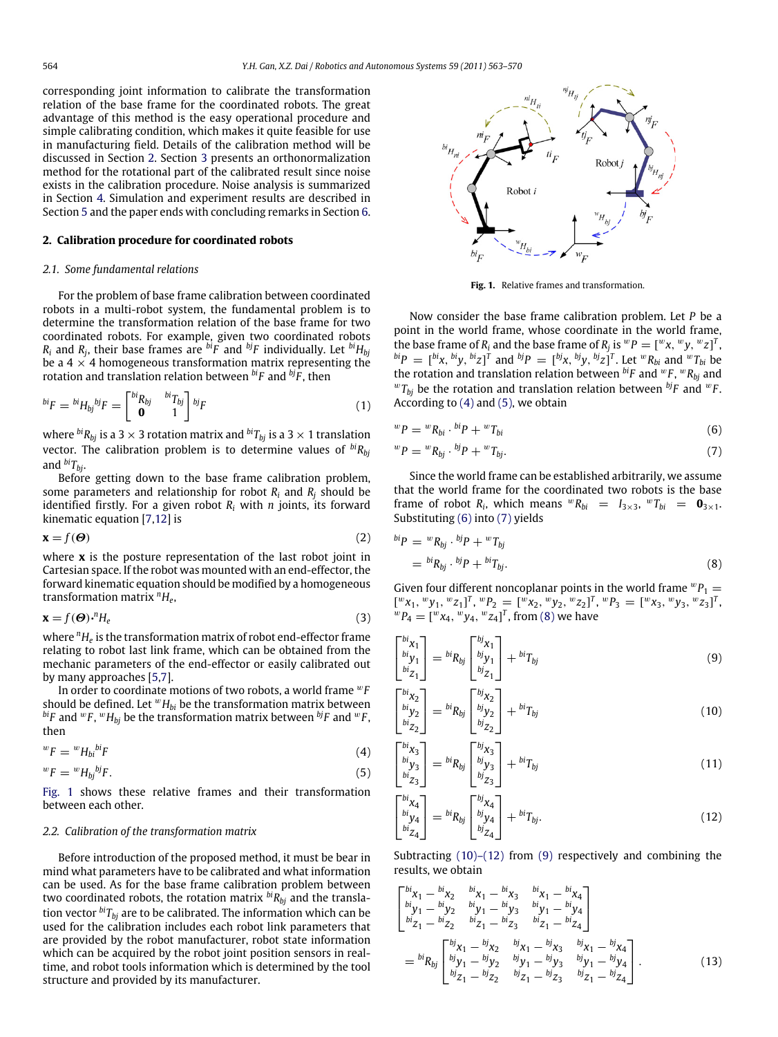corresponding joint information to calibrate the transformation relation of the base frame for the coordinated robots. The great advantage of this method is the easy operational procedure and simple calibrating condition, which makes it quite feasible for use in manufacturing field. Details of the calibration method will be discussed in Section 2. Section 3 presents an orthonormalization method for the rotational part of the calibrated result since noise exists in the calibration procedure. Noise analysis is summarized in Section 4. Simulation and experiment results are described in Section 5 and the paper ends with concluding remarks in Section 6.

## 2. Calibration procedure for coordinated robots

### 2.1. Some fundamental relations

For the problem of base frame calibration between coordinated robots in a multi-robot system, the fundamental problem is to determine the transformation relation of the base frame for two coordinated robots. For example, given two coordinated robots $R_i$ and $R_j$, their base frames are ${}^{bi}F$ and ${}^{bj}F$ individually. Let ${}^{bi}H_{bj}$ be a $4 \times 4$ homogeneous transformation matrix representing the rotation and translation relation between ${}^{bi}F$ and ${}^{bj}F$, then

$$ {}^{bi}F = {}^{bi}H_{bj}\,{}^{bj}F = \begin{bmatrix} {}^{bi}R_{bj} & {}^{bi}T_{bj} \\ \mathbf{0} & 1 \end{bmatrix} {}^{bj}F \tag{1} $$

where ${}^{bi}R_{bj}$ is a $3 \times 3$ rotation matrix and ${}^{bi}T_{bj}$ is a $3 \times 1$ translation vector. The calibration problem is to determine values of ${}^{bi}R_{bj}$ and ${}^{bi}T_{bj}$.

Before getting down to the base frame calibration problem, some parameters and relationship for robot $R_i$ and $R_j$ should be identified firstly. For a given robot $R_i$ with $n$ joints, its forward kinematic equation [7,12] is

$$ \mathbf{x} = f(\boldsymbol{\Theta}) \tag{2} $$

where $\mathbf{x}$ is the posture representation of the last robot joint in Cartesian space. If the robot was mounted with an end-effector, the forward kinematic equation should be modified by a homogeneous transformation matrix ${}^{n}H_e$,

$$ \mathbf{x} = f(\boldsymbol{\Theta}) \cdot {}^{n}H_e \tag{3} $$

where ${}^{n}H_e$ is the transformation matrix of robot end-effector frame relating to robot last link frame, which can be obtained from the mechanic parameters of the end-effector or easily calibrated out by many approaches [5,7].

In order to coordinate motions of two robots, a world frame ${}^{w}F$ should be defined. Let ${}^{w}H_{bi}$ be the transformation matrix between ${}^{bi}F$ and ${}^{w}F$, ${}^{w}H_{bj}$ be the transformation matrix between ${}^{bj}F$ and ${}^{w}F$, then

$$ {}^{w}F = {}^{w}H_{bi}\,{}^{bi}F \tag{4} $$

$$ {}^{w}F = {}^{w}H_{bj}\,{}^{bj}F. \tag{5} $$

Fig. 1 shows these relative frames and their transformation between each other.

Fig. 1. Relative frames and transformation.

### 2.2. Calibration of the transformation matrix

Before introduction of the proposed method, it must be bear in mind what parameters have to be calibrated and what information can be used. As for the base frame calibration problem between two coordinated robots, the rotation matrix ${}^{bi}R_{bj}$ and the translation vector ${}^{bi}T_{bj}$ are to be calibrated. The information which can be used for the calibration includes each robot link parameters that are provided by the robot manufacturer, robot state information which can be acquired by the robot joint position sensors in real-time, and robot tools information which is determined by the tool structure and provided by its manufacturer.

Now consider the base frame calibration problem. Let $P$ be a point in the world frame, whose coordinate in the world frame, the base frame of $R_i$ and the base frame of $R_j$ is ${}^{w}P = [{}^{w}x, {}^{w}y, {}^{w}z]^T$, ${}^{bi}P = [{}^{bi}x, {}^{bi}y, {}^{bi}z]^T$ and ${}^{bj}P = [{}^{bj}x, {}^{bj}y, {}^{bj}z]^T$. Let ${}^{w}R_{bi}$ and ${}^{w}T_{bi}$ be the rotation and translation relation between ${}^{bi}F$ and ${}^{w}F$, ${}^{w}R_{bj}$ and ${}^{w}T_{bj}$ be the rotation and translation relation between ${}^{bj}F$ and ${}^{w}F$. According to (4) and (5), we obtain

$$ {}^{w}P = {}^{w}R_{bi} \cdot {}^{bi}P + {}^{w}T_{bi} \tag{6} $$

$$ {}^{w}P = {}^{w}R_{bj} \cdot {}^{bj}P + {}^{w}T_{bj}. \tag{7} $$

Since the world frame can be established arbitrarily, we assume that the world frame for the coordinated two robots is the base frame of robot $R_i$, which means ${}^{w}R_{bi} = I_{3\times3}$, ${}^{w}T_{bi} = \mathbf{0}_{3\times1}$. Substituting (6) into (7) yields

$$ \begin{aligned} {}^{bi}P &= {}^{w}R_{bj} \cdot {}^{bj}P + {}^{w}T_{bj} \\ &= {}^{bi}R_{bj} \cdot {}^{bj}P + {}^{bi}T_{bj}. \end{aligned} \tag{8} $$

Given four different noncoplanar points in the world frame ${}^{w}P_1 = [{}^{w}x_1, {}^{w}y_1, {}^{w}z_1]^T$, ${}^{w}P_2 = [{}^{w}x_2, {}^{w}y_2, {}^{w}z_2]^T$, ${}^{w}P_3 = [{}^{w}x_3, {}^{w}y_3, {}^{w}z_3]^T$, ${}^{w}P_4 = [{}^{w}x_4, {}^{w}y_4, {}^{w}z_4]^T$, from (8) we have

$$ \begin{bmatrix} {}^{bi}x_1 \\ {}^{bi}y_1 \\ {}^{bi}z_1 \end{bmatrix} = {}^{bi}R_{bj} \begin{bmatrix} {}^{bj}x_1 \\ {}^{bj}y_1 \\ {}^{bj}z_1 \end{bmatrix} + {}^{bi}T_{bj} \tag{9} $$

$$ \begin{bmatrix} {}^{bi}x_2 \\ {}^{bi}y_2 \\ {}^{bi}z_2 \end{bmatrix} = {}^{bi}R_{bj} \begin{bmatrix} {}^{bj}x_2 \\ {}^{bj}y_2 \\ {}^{bj}z_2 \end{bmatrix} + {}^{bi}T_{bj} \tag{10} $$

$$ \begin{bmatrix} {}^{bi}x_3 \\ {}^{bi}y_3 \\ {}^{bi}z_3 \end{bmatrix} = {}^{bi}R_{bj} \begin{bmatrix} {}^{bj}x_3 \\ {}^{bj}y_3 \\ {}^{bj}z_3 \end{bmatrix} + {}^{bi}T_{bj} \tag{11} $$

$$ \begin{bmatrix} {}^{bi}x_4 \\ {}^{bi}y_4 \\ {}^{bi}z_4 \end{bmatrix} = {}^{bi}R_{bj} \begin{bmatrix} {}^{bj}x_4 \\ {}^{bj}y_4 \\ {}^{bj}z_4 \end{bmatrix} + {}^{bi}T_{bj}. \tag{12} $$

Subtracting (10)–(12) from (9) respectively and combining the results, we obtain

$$ \begin{aligned} &\begin{bmatrix} {}^{bi}x_1 - {}^{bi}x_2 & {}^{bi}x_1 - {}^{bi}x_3 & {}^{bi}x_1 - {}^{bi}x_4 \\ {}^{bi}y_1 - {}^{bi}y_2 & {}^{bi}y_1 - {}^{bi}y_3 & {}^{bi}y_1 - {}^{bi}y_4 \\ {}^{bi}z_1 - {}^{bi}z_2 & {}^{bi}z_1 - {}^{bi}z_3 & {}^{bi}z_1 - {}^{bi}z_4 \end{bmatrix} \\ &= {}^{bi}R_{bj} \begin{bmatrix} {}^{bj}x_1 - {}^{bj}x_2 & {}^{bj}x_1 - {}^{bj}x_3 & {}^{bj}x_1 - {}^{bj}x_4 \\ {}^{bj}y_1 - {}^{bj}y_2 & {}^{bj}y_1 - {}^{bj}y_3 & {}^{bj}y_1 - {}^{bj}y_4 \\ {}^{bj}z_1 - {}^{bj}z_2 & {}^{bj}z_1 - {}^{bj}z_3 & {}^{bj}z_1 - {}^{bj}z_4 \end{bmatrix}. \end{aligned} \tag{13} $$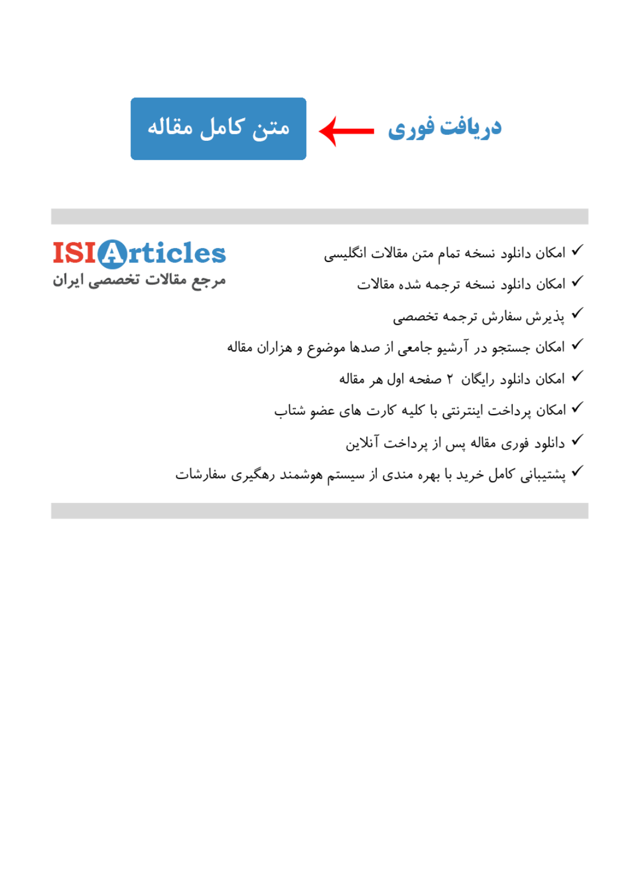دریافت فوری ← **متن کامل مقاله**

**ISIArticles**
مرجع مقالات تخصصی ایران

- ✓ امکان دانلود نسخه تمام متن مقالات انگلیسی
- ✓ امکان دانلود نسخه ترجمه شده مقالات
- ✓ پذیرش سفارش ترجمه تخصصی
- ✓ امکان جستجو در آرشیو جامعی از صدها موضوع و هزاران مقاله
- ✓ امکان دانلود رایگان ۲ صفحه اول هر مقاله
- ✓ امکان پرداخت اینترنتی با کلیه کارت های عضو شتاب
- ✓ دانلود فوری مقاله پس از پرداخت آنلاین
- ✓ پشتیبانی کامل خرید با بهره مندی از سیستم هوشمند رهگیری سفارشات